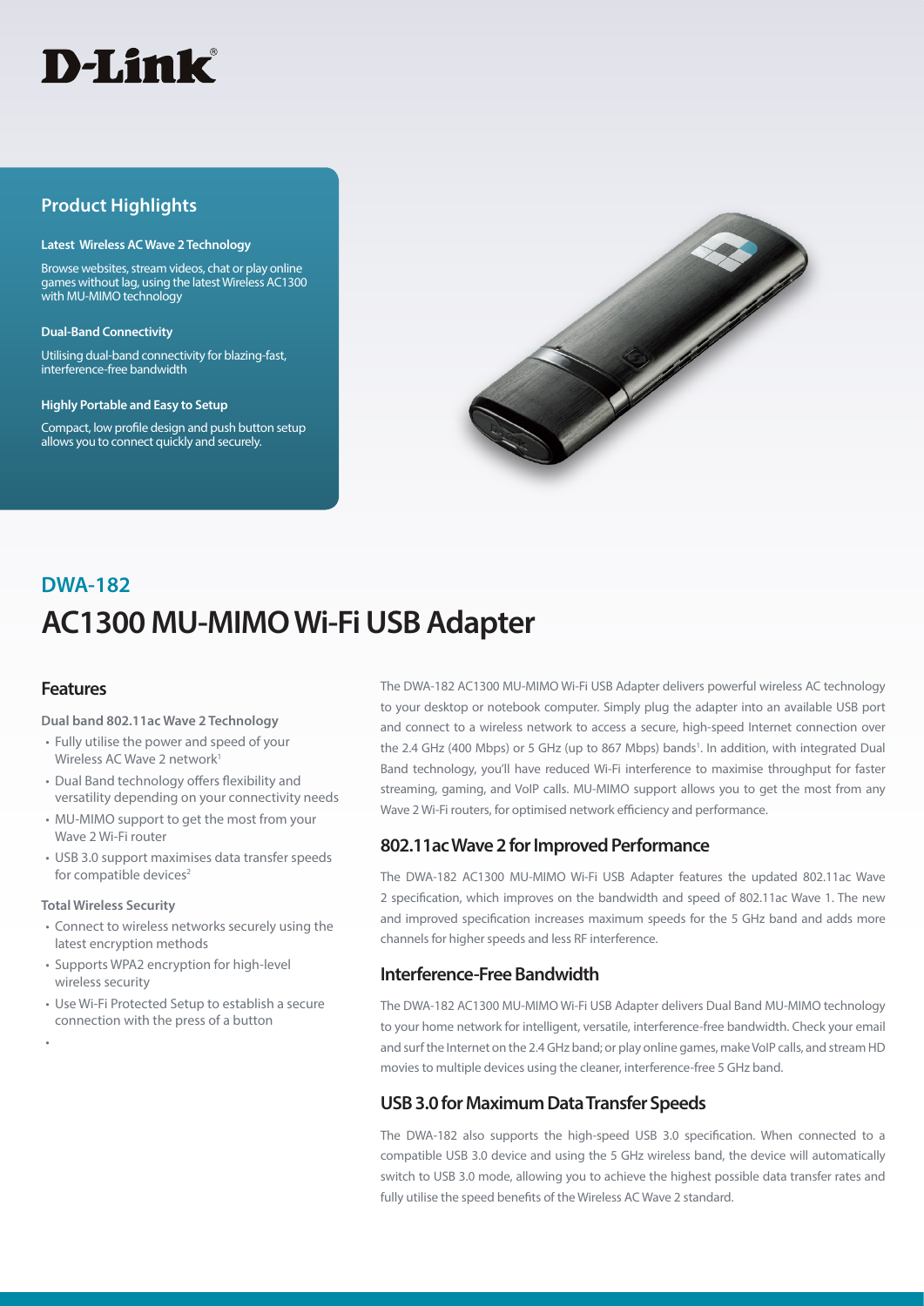D-Link®

## Product Highlights

**Latest Wireless AC Wave 2 Technology**

Browse websites, stream videos, chat or play online games without lag, using the latest Wireless AC1300 with MU-MIMO technology

**Dual-Band Connectivity**

Utilising dual-band connectivity for blazing-fast, interference-free bandwidth

**Highly Portable and Easy to Setup**

Compact, low profile design and push button setup allows you to connect quickly and securely.

## DWA-182

# AC1300 MU-MIMO Wi-Fi USB Adapter

## Features

**Dual band 802.11ac Wave 2 Technology**

- Fully utilise the power and speed of your Wireless AC Wave 2 network[1]
- Dual Band technology offers flexibility and versatility depending on your connectivity needs
- MU-MIMO support to get the most from your Wave 2 Wi-Fi router
- USB 3.0 support maximises data transfer speeds for compatible devices[2]

**Total Wireless Security**

- Connect to wireless networks securely using the latest encryption methods
- Supports WPA2 encryption for high-level wireless security
- Use Wi-Fi Protected Setup to establish a secure connection with the press of a button

The DWA-182 AC1300 MU-MIMO Wi-Fi USB Adapter delivers powerful wireless AC technology to your desktop or notebook computer. Simply plug the adapter into an available USB port and connect to a wireless network to access a secure, high-speed Internet connection over the 2.4 GHz (400 Mbps) or 5 GHz (up to 867 Mbps) bands[1]. In addition, with integrated Dual Band technology, you'll have reduced Wi-Fi interference to maximise throughput for faster streaming, gaming, and VoIP calls. MU-MIMO support allows you to get the most from any Wave 2 Wi-Fi routers, for optimised network efficiency and performance.

## 802.11ac Wave 2 for Improved Performance

The DWA-182 AC1300 MU-MIMO Wi-Fi USB Adapter features the updated 802.11ac Wave 2 specification, which improves on the bandwidth and speed of 802.11ac Wave 1. The new and improved specification increases maximum speeds for the 5 GHz band and adds more channels for higher speeds and less RF interference.

## Interference-Free Bandwidth

The DWA-182 AC1300 MU-MIMO Wi-Fi USB Adapter delivers Dual Band MU-MIMO technology to your home network for intelligent, versatile, interference-free bandwidth. Check your email and surf the Internet on the 2.4 GHz band; or play online games, make VoIP calls, and stream HD movies to multiple devices using the cleaner, interference-free 5 GHz band.

## USB 3.0 for Maximum Data Transfer Speeds

The DWA-182 also supports the high-speed USB 3.0 specification. When connected to a compatible USB 3.0 device and using the 5 GHz wireless band, the device will automatically switch to USB 3.0 mode, allowing you to achieve the highest possible data transfer rates and fully utilise the speed benefits of the Wireless AC Wave 2 standard.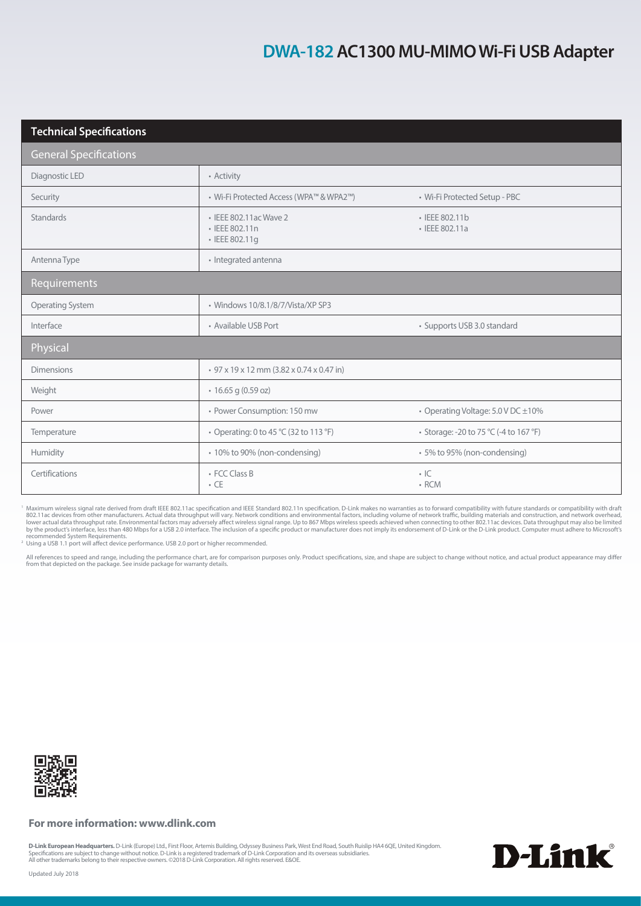# DWA-182 AC1300 MU-MIMO Wi-Fi USB Adapter

## Technical Specifications

| | | |
|---|---|---|
| **General Specifications** | | |
| Diagnostic LED | • Activity | |
| Security | • Wi-Fi Protected Access (WPA™ & WPA2™) | • Wi-Fi Protected Setup - PBC |
| Standards | • IEEE 802.11ac Wave 2<br>• IEEE 802.11n<br>• IEEE 802.11g | • IEEE 802.11b<br>• IEEE 802.11a |
| Antenna Type | • Integrated antenna | |
| **Requirements** | | |
| Operating System | • Windows 10/8.1/8/7/Vista/XP SP3 | |
| Interface | • Available USB Port | • Supports USB 3.0 standard |
| **Physical** | | |
| Dimensions | • 97 x 19 x 12 mm (3.82 x 0.74 x 0.47 in) | |
| Weight | • 16.65 g (0.59 oz) | |
| Power | • Power Consumption: 150 mw | • Operating Voltage: 5.0 V DC ±10% |
| Temperature | • Operating: 0 to 45 °C (32 to 113 °F) | • Storage: -20 to 75 °C (-4 to 167 °F) |
| Humidity | • 10% to 90% (non-condensing) | • 5% to 95% (non-condensing) |
| Certifications | • FCC Class B<br>• CE | • IC<br>• RCM |

[1] Maximum wireless signal rate derived from draft IEEE 802.11ac specification and IEEE Standard 802.11n specification. D-Link makes no warranties as to forward compatibility with future standards or compatibility with draft 802.11ac devices from other manufacturers. Actual data throughput will vary. Network conditions and environmental factors, including volume of network traffic, building materials and construction, and network overhead, lower actual data throughput rate. Environmental factors may adversely affect wireless signal range. Up to 867 Mbps wireless speeds achieved when connecting to other 802.11ac devices. Data throughput may also be limited by the product's interface, less than 480 Mbps for a USB 2.0 interface. The inclusion of a specific product or manufacturer does not imply its endorsement of D-Link or the D-Link product. Computer must adhere to Microsoft's recommended System Requirements.

[2] Using a USB 1.1 port will affect device performance. USB 2.0 port or higher recommended.

All references to speed and range, including the performance chart, are for comparison purposes only. Product specifications, size, and shape are subject to change without notice, and actual product appearance may differ from that depicted on the package. See inside package for warranty details.

**For more information: www.dlink.com**

**D-Link European Headquarters.** D-Link (Europe) Ltd., First Floor, Artemis Building, Odyssey Business Park, West End Road, South Ruislip HA4 6QE, United Kingdom. Specifications are subject to change without notice. D-Link is a registered trademark of D-Link Corporation and its overseas subsidiaries. All other trademarks belong to their respective owners. ©2018 D-Link Corporation. All rights reserved. E&OE.

D-Link®

Updated July 2018